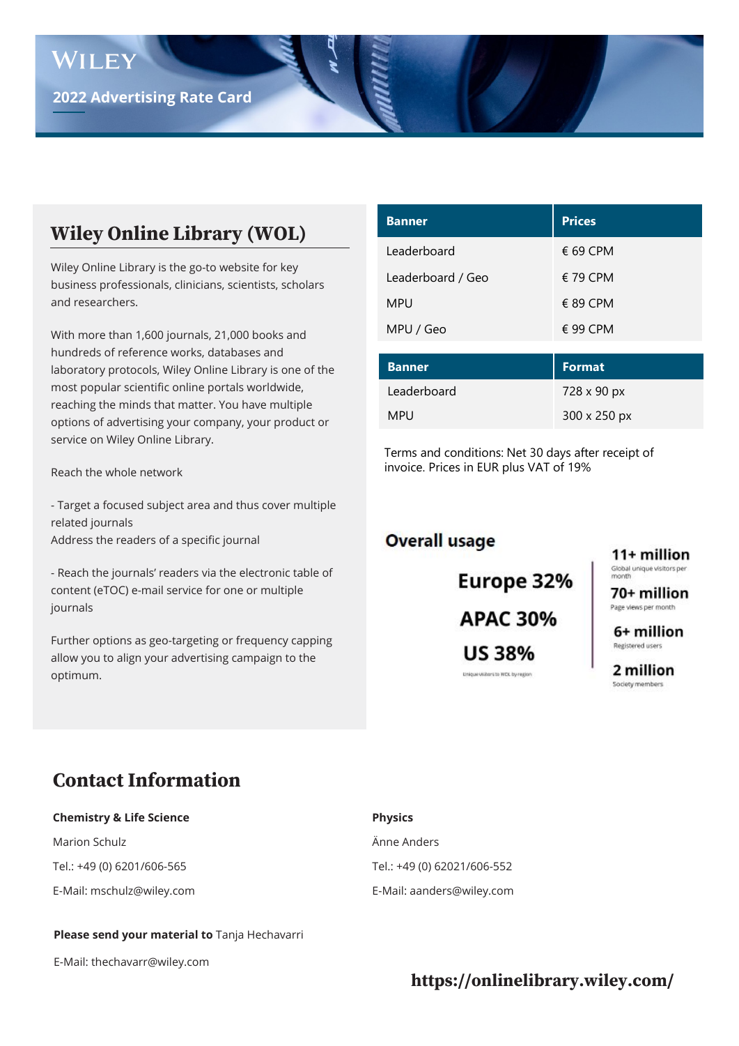WILEY

## 2022 Advertising Rate Card

# Wiley Online Library (WOL)

Wiley Online Library is the go-to website for key business professionals, clinicians, scientists, scholars and researchers.

With more than 1,600 journals, 21,000 books and hundreds of reference works, databases and laboratory protocols, Wiley Online Library is one of the most popular scientific online portals worldwide, reaching the minds that matter. You have multiple options of advertising your company, your product or service on Wiley Online Library.

Reach the whole network

- Target a focused subject area and thus cover multiple related journals
Address the readers of a specific journal

- Reach the journals' readers via the electronic table of content (eTOC) e-mail service for one or multiple journals

Further options as geo-targeting or frequency capping allow you to align your advertising campaign to the optimum.

| Banner | Prices |
|---|---|
| Leaderboard | € 69 CPM |
| Leaderboard / Geo | € 79 CPM |
| MPU | € 89 CPM |
| MPU / Geo | € 99 CPM |

| Banner | Format |
|---|---|
| Leaderboard | 728 x 90 px |
| MPU | 300 x 250 px |

Terms and conditions: Net 30 days after receipt of invoice. Prices in EUR plus VAT of 19%

**Overall usage**

**Europe 32%**

**APAC 30%**

**US 38%**

Unique visitors to WOL by region

**11+ million** Global unique visitors per month

**70+ million** Page views per month

**6+ million** Registered users

**2 million** Society members

# Contact Information

**Chemistry & Life Science**

Marion Schulz

Tel.: +49 (0) 6201/606-565

E-Mail: mschulz@wiley.com

**Physics**

Änne Anders

Tel.: +49 (0) 62021/606-552

E-Mail: aanders@wiley.com

**Please send your material to** Tanja Hechavarri

E-Mail: thechavarr@wiley.com

**https://onlinelibrary.wiley.com/**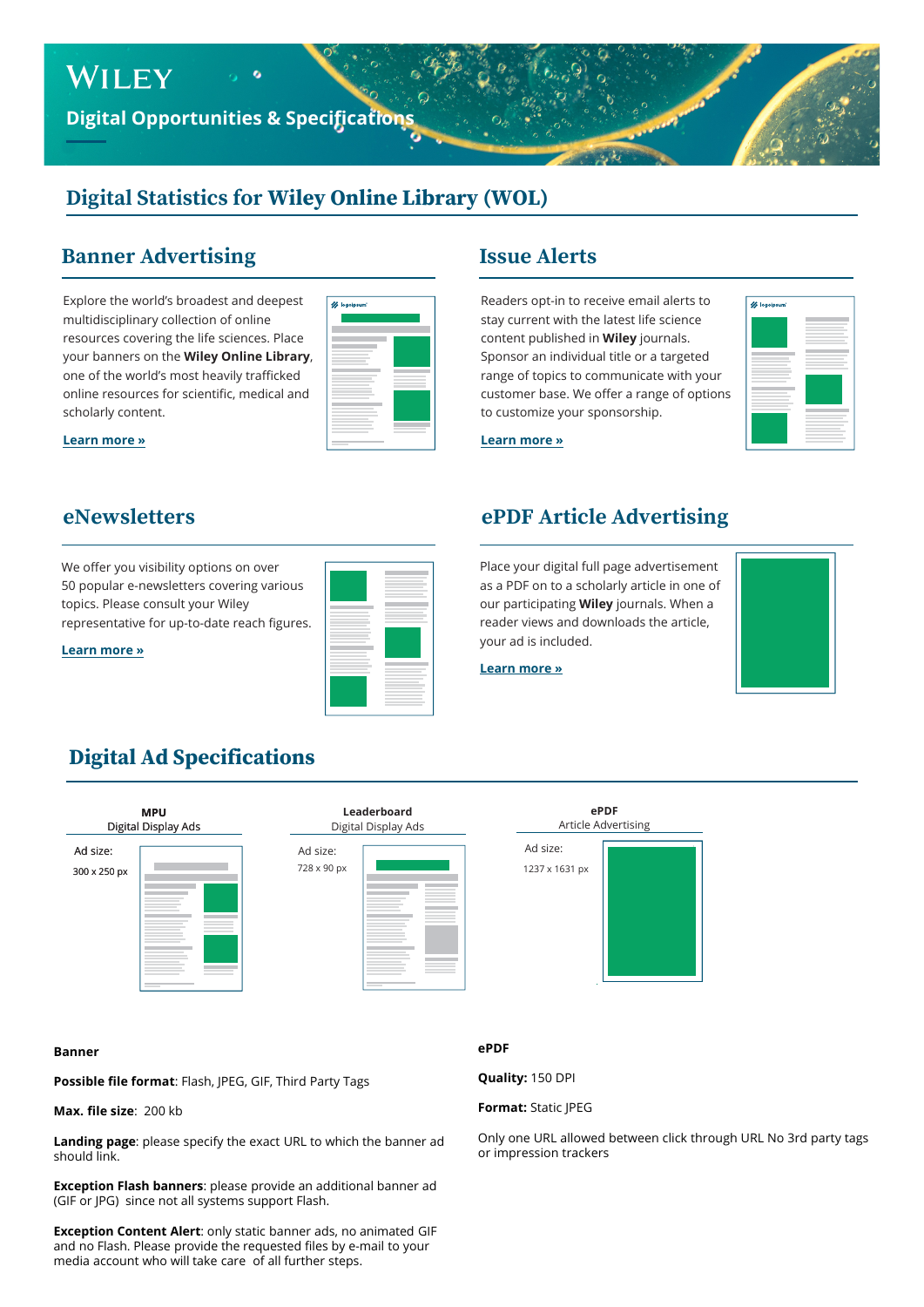# WILEY

Digital Opportunities & Specifications

## Digital Statistics for Wiley Online Library (WOL)

### Banner Advertising

Explore the world's broadest and deepest multidisciplinary collection of online resources covering the life sciences. Place your banners on the **Wiley Online Library**, one of the world's most heavily trafficked online resources for scientific, medical and scholarly content.

Learn more »

### Issue Alerts

Readers opt-in to receive email alerts to stay current with the latest life science content published in **Wiley** journals. Sponsor an individual title or a targeted range of topics to communicate with your customer base. We offer a range of options to customize your sponsorship.

Learn more »

### eNewsletters

We offer you visibility options on over 50 popular e-newsletters covering various topics. Please consult your Wiley representative for up-to-date reach figures.

Learn more »

### ePDF Article Advertising

Place your digital full page advertisement as a PDF on to a scholarly article in one of our participating **Wiley** journals. When a reader views and downloads the article, your ad is included.

Learn more »

## Digital Ad Specifications

**MPU**
Digital Display Ads

Ad size:
300 x 250 px

**Leaderboard**
Digital Display Ads

Ad size:
728 x 90 px

**ePDF**
Article Advertising

Ad size:
1237 x 1631 px

**Banner**

**Possible file format**: Flash, JPEG, GIF, Third Party Tags

**Max. file size**: 200 kb

**Landing page**: please specify the exact URL to which the banner ad should link.

**Exception Flash banners**: please provide an additional banner ad (GIF or JPG) since not all systems support Flash.

**Exception Content Alert**: only static banner ads, no animated GIF and no Flash. Please provide the requested files by e-mail to your media account who will take care of all further steps.

**ePDF**

**Quality:** 150 DPI

**Format:** Static JPEG

Only one URL allowed between click through URL No 3rd party tags or impression trackers